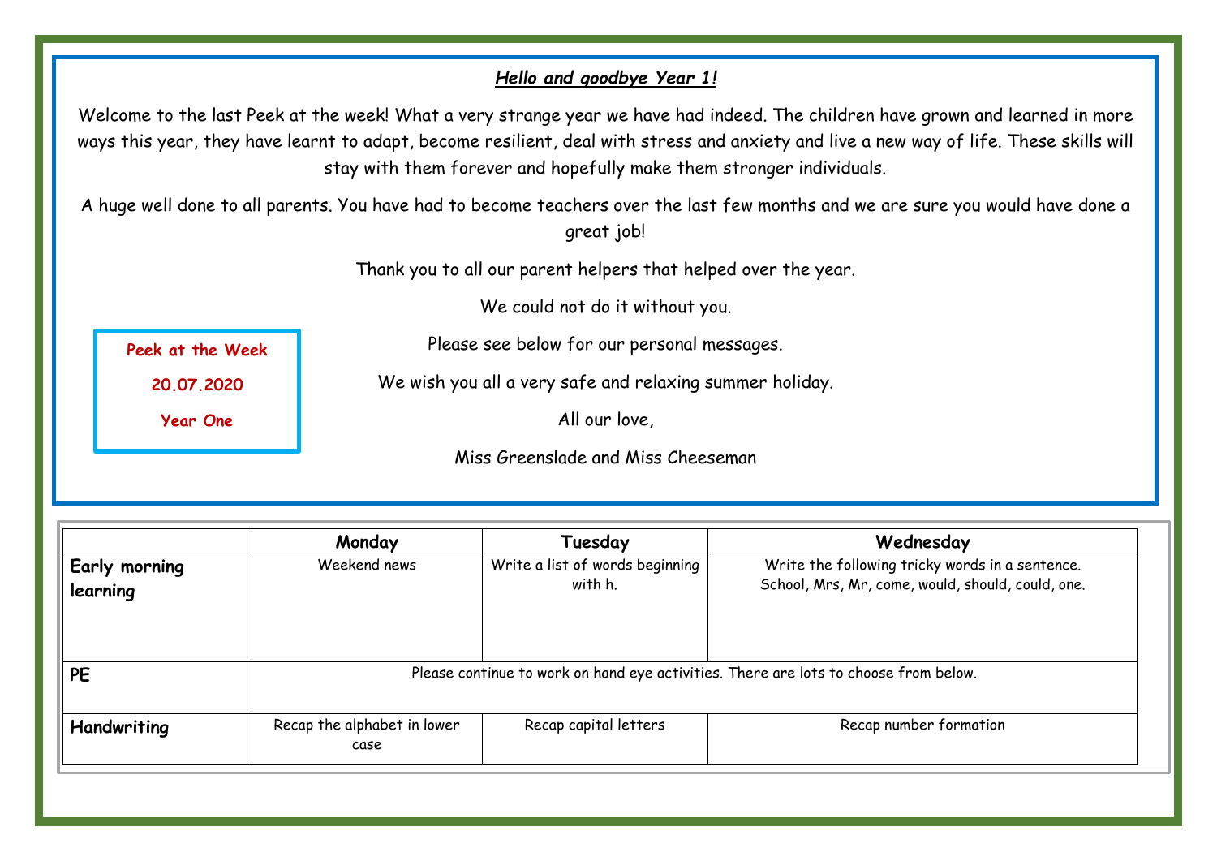## ***Hello and goodbye Year 1!***

Welcome to the last Peek at the week! What a very strange year we have had indeed. The children have grown and learned in more ways this year, they have learnt to adapt, become resilient, deal with stress and anxiety and live a new way of life. These skills will stay with them forever and hopefully make them stronger individuals.

A huge well done to all parents. You have had to become teachers over the last few months and we are sure you would have done a great job!

Thank you to all our parent helpers that helped over the year.

We could not do it without you.

Please see below for our personal messages.

We wish you all a very safe and relaxing summer holiday.

All our love,

Miss Greenslade and Miss Cheeseman

**Peek at the Week**

**20.07.2020**

**Year One**

| | Monday | Tuesday | Wednesday |
|---|---|---|---|
| **Early morning learning** | Weekend news | Write a list of words beginning with h. | Write the following tricky words in a sentence. School, Mrs, Mr, come, would, should, could, one. |
| **PE** | Please continue to work on hand eye activities. There are lots to choose from below. | | |
| **Handwriting** | Recap the alphabet in lower case | Recap capital letters | Recap number formation |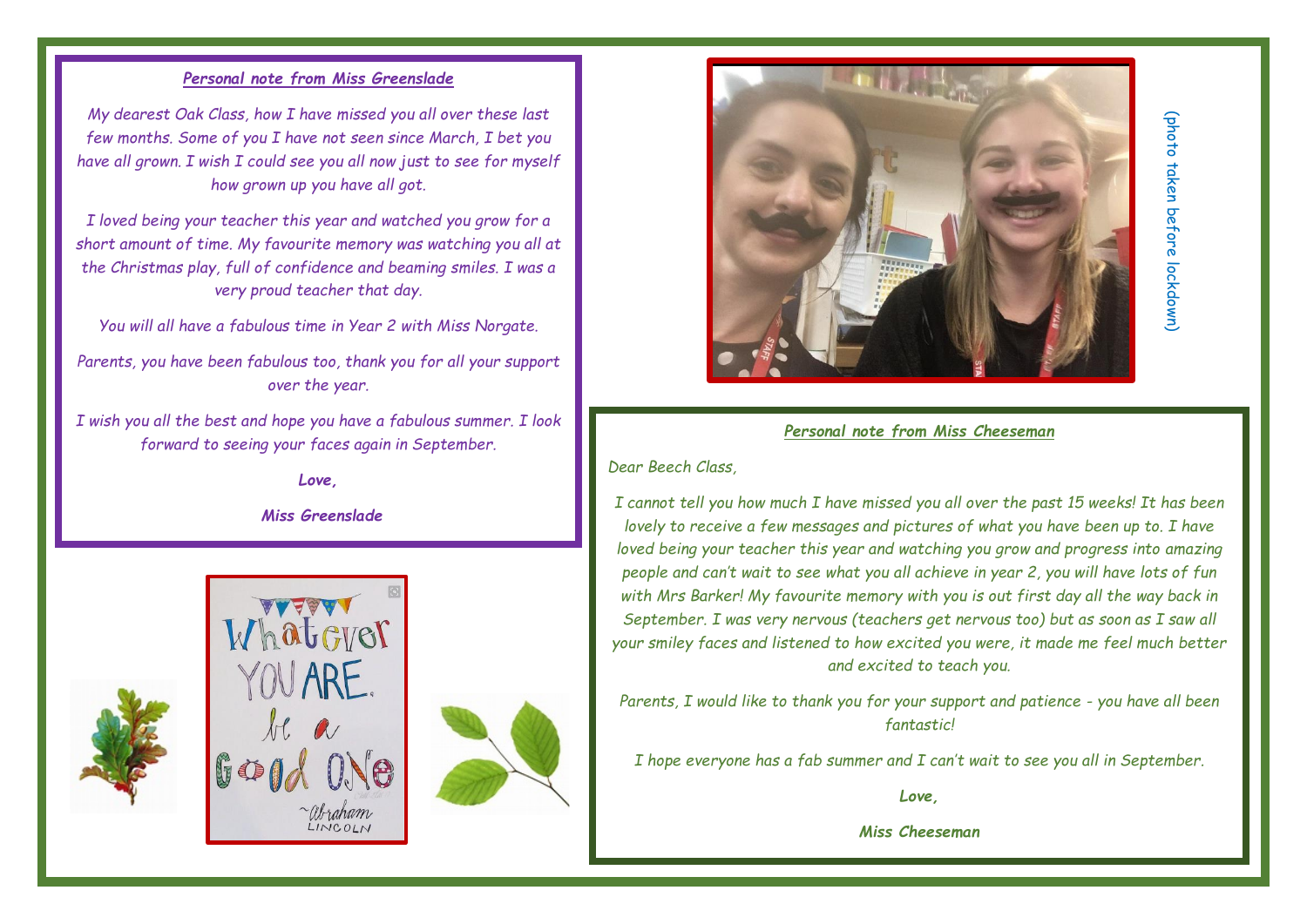### *Personal note from Miss Greenslade*

*My dearest Oak Class, how I have missed you all over these last few months. Some of you I have not seen since March, I bet you have all grown. I wish I could see you all now just to see for myself how grown up you have all got.*

*I loved being your teacher this year and watched you grow for a short amount of time. My favourite memory was watching you all at the Christmas play, full of confidence and beaming smiles. I was a very proud teacher that day.*

*You will all have a fabulous time in Year 2 with Miss Norgate.*

*Parents, you have been fabulous too, thank you for all your support over the year.*

*I wish you all the best and hope you have a fabulous summer. I look forward to seeing your faces again in September.*

***Love,***

***Miss Greenslade***

(photo taken before lockdown)

### *Personal note from Miss Cheeseman*

*Dear Beech Class,*

*I cannot tell you how much I have missed you all over the past 15 weeks! It has been lovely to receive a few messages and pictures of what you have been up to. I have loved being your teacher this year and watching you grow and progress into amazing people and can't wait to see what you all achieve in year 2, you will have lots of fun with Mrs Barker! My favourite memory with you is out first day all the way back in September. I was very nervous (teachers get nervous too) but as soon as I saw all your smiley faces and listened to how excited you were, it made me feel much better and excited to teach you.*

*Parents, I would like to thank you for your support and patience - you have all been fantastic!*

*I hope everyone has a fab summer and I can't wait to see you all in September.*

***Love,***

***Miss Cheeseman***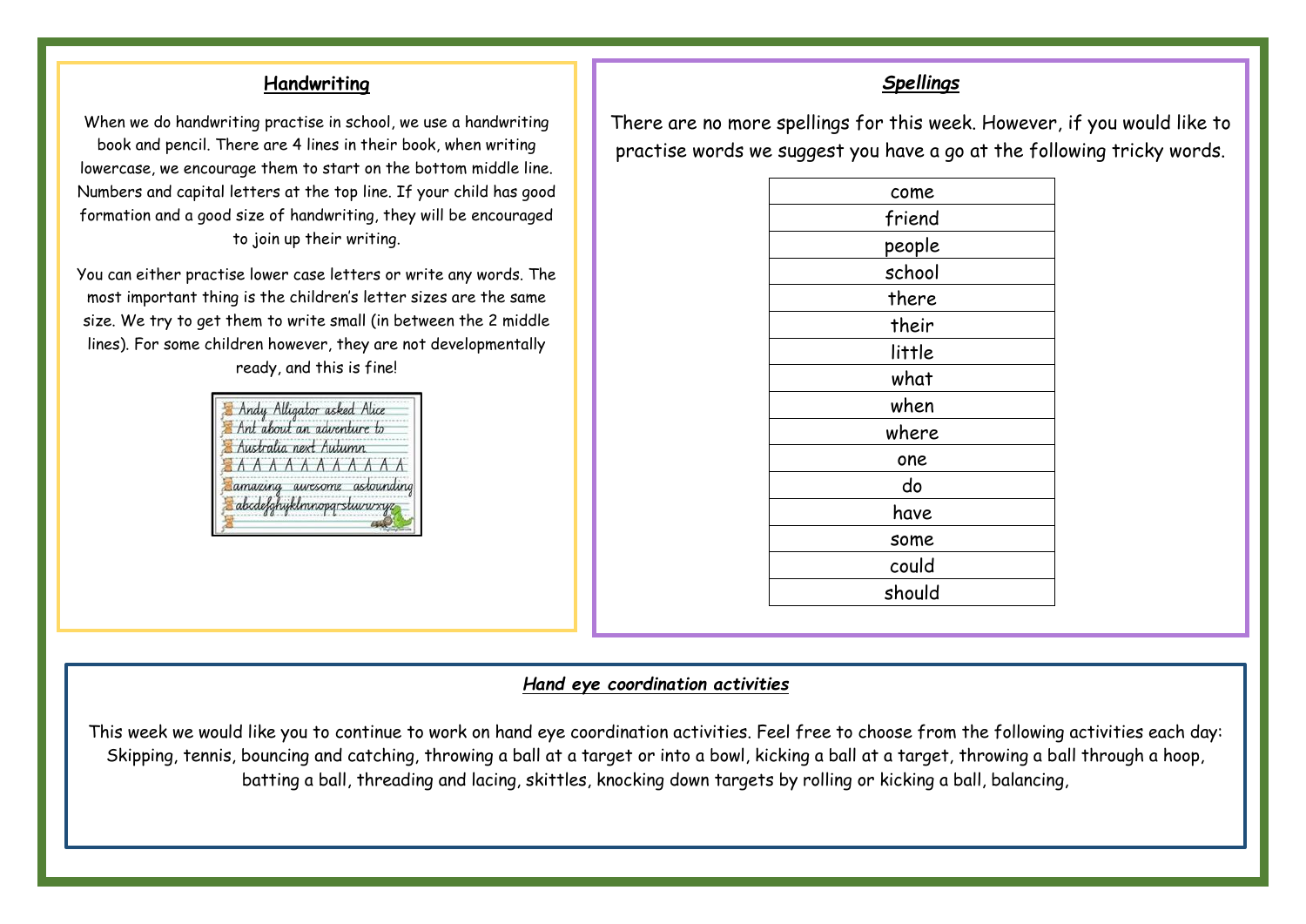## Handwriting

When we do handwriting practise in school, we use a handwriting book and pencil. There are 4 lines in their book, when writing lowercase, we encourage them to start on the bottom middle line. Numbers and capital letters at the top line. If your child has good formation and a good size of handwriting, they will be encouraged to join up their writing.

You can either practise lower case letters or write any words. The most important thing is the children's letter sizes are the same size. We try to get them to write small (in between the 2 middle lines). For some children however, they are not developmentally ready, and this is fine!

## *Spellings*

There are no more spellings for this week. However, if you would like to practise words we suggest you have a go at the following tricky words.

| |
|---|
| come |
| friend |
| people |
| school |
| there |
| their |
| little |
| what |
| when |
| where |
| one |
| do |
| have |
| some |
| could |
| should |

## *Hand eye coordination activities*

This week we would like you to continue to work on hand eye coordination activities. Feel free to choose from the following activities each day: Skipping, tennis, bouncing and catching, throwing a ball at a target or into a bowl, kicking a ball at a target, throwing a ball through a hoop, batting a ball, threading and lacing, skittles, knocking down targets by rolling or kicking a ball, balancing,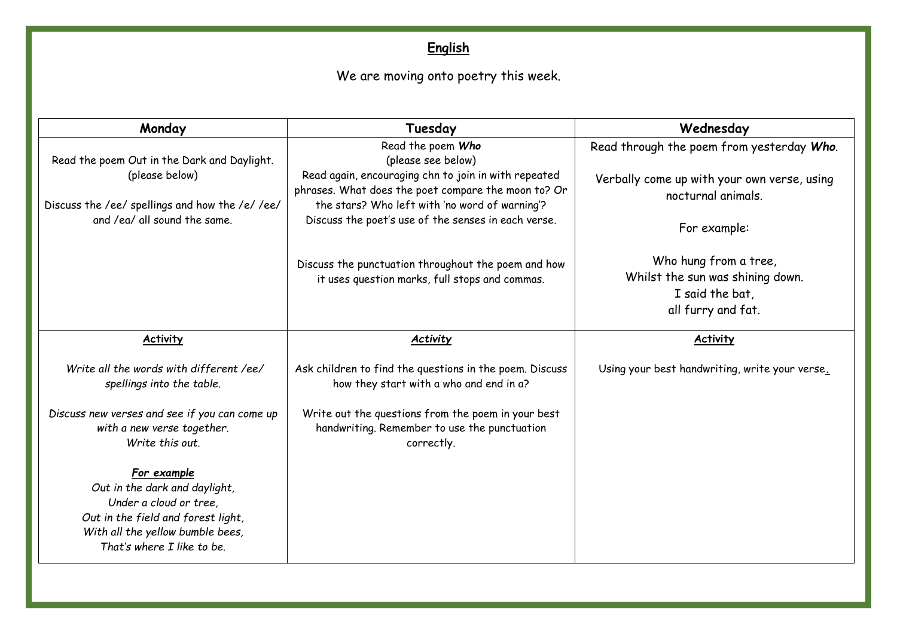# **English**

We are moving onto poetry this week.

| Monday | Tuesday | Wednesday |
|---|---|---|
| Read the poem Out in the Dark and Daylight. (please below)<br><br>Discuss the /ee/ spellings and how the /e/ /ee/ and /ea/ all sound the same. | Read the poem ***Who***<br>(please see below)<br>Read again, encouraging chn to join in with repeated phrases. What does the poet compare the moon to? Or the stars? Who left with 'no word of warning'? Discuss the poet's use of the senses in each verse.<br><br>Discuss the punctuation throughout the poem and how it uses question marks, full stops and commas. | Read through the poem from yesterday ***Who***.<br><br>Verbally come up with your own verse, using nocturnal animals.<br><br>For example:<br><br>Who hung from a tree,<br>Whilst the sun was shining down.<br>I said the bat,<br>all furry and fat. |
| ***<u>Activity</u>***<br><br>*Write all the words with different /ee/ spellings into the table.*<br><br>*Discuss new verses and see if you can come up with a new verse together.*<br>*Write this out.*<br><br>***<u>For example</u>***<br>*Out in the dark and daylight,*<br>*Under a cloud or tree,*<br>*Out in the field and forest light,*<br>*With all the yellow bumble bees,*<br>*That's where I like to be.* | ***<u>Activity</u>***<br><br>Ask children to find the questions in the poem. Discuss how they start with a who and end in a?<br><br>Write out the questions from the poem in your best handwriting. Remember to use the punctuation correctly. | ***<u>Activity</u>***<br><br>Using your best handwriting, write your verse. |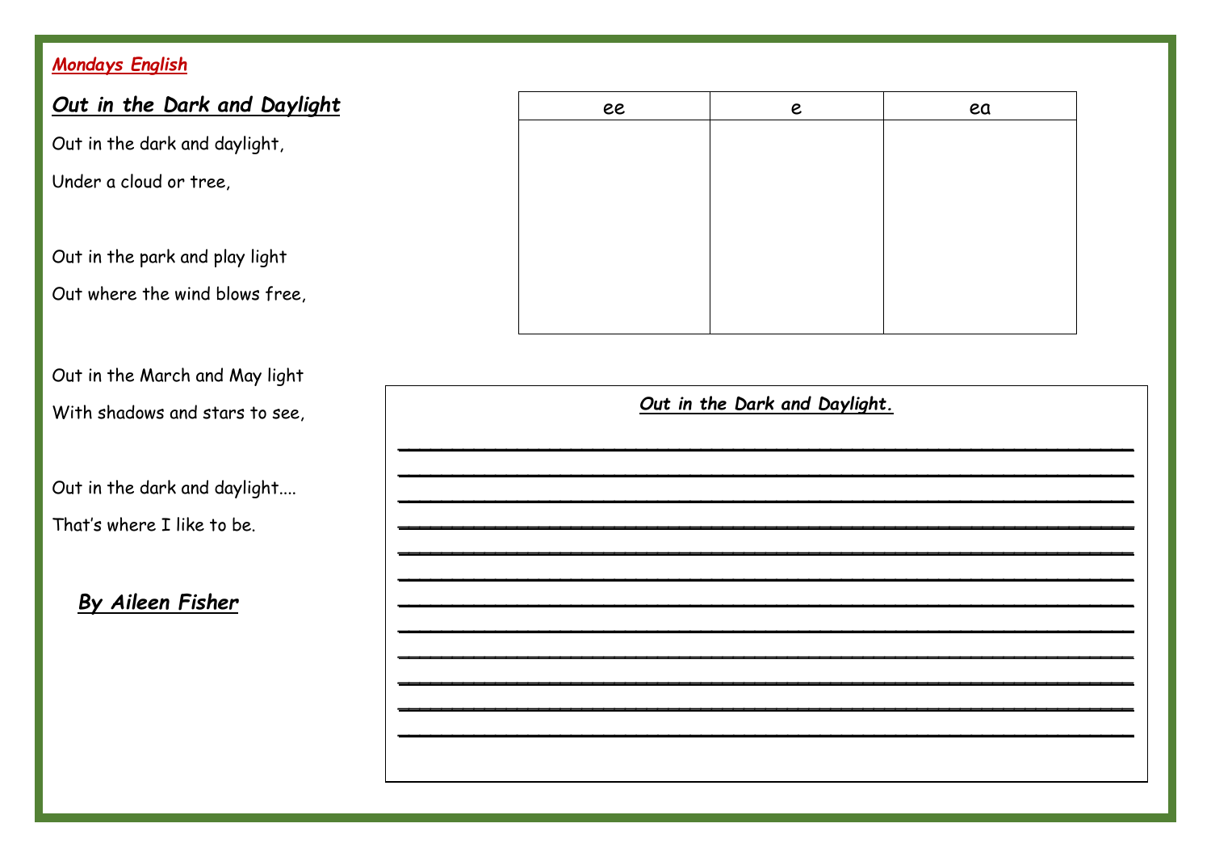*Mondays English*

## *Out in the Dark and Daylight*

Out in the dark and daylight,

Under a cloud or tree,

Out in the park and play light

Out where the wind blows free,

Out in the March and May light

With shadows and stars to see,

Out in the dark and daylight....

That's where I like to be.

***By Aileen Fisher***

| ee | e | ea |
|---|---|---|
| | | |

***Out in the Dark and Daylight.***

___________________________________________________________

___________________________________________________________

___________________________________________________________

___________________________________________________________

___________________________________________________________

___________________________________________________________

___________________________________________________________

___________________________________________________________

___________________________________________________________

___________________________________________________________

___________________________________________________________

___________________________________________________________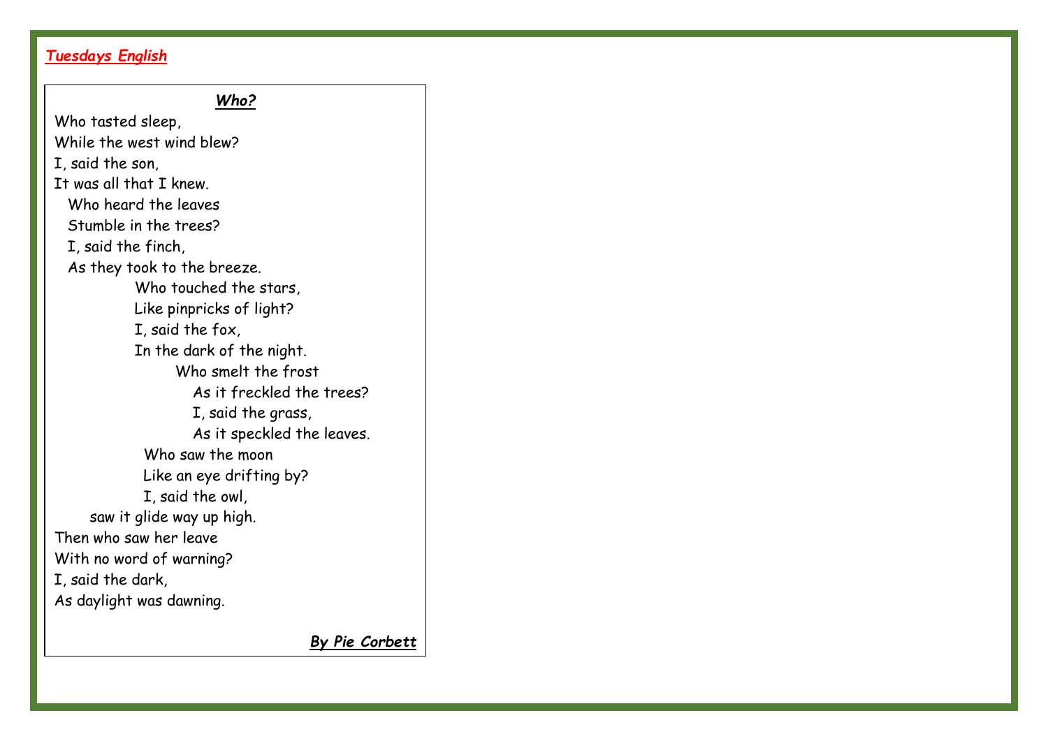***Tuesdays English***

### ***Who?***

Who tasted sleep,
While the west wind blew?
I, said the son,
It was all that I knew.

Who heard the leaves
Stumble in the trees?
I, said the finch,
As they took to the breeze.

Who touched the stars,
Like pinpricks of light?
I, said the fox,
In the dark of the night.

Who smelt the frost
As it freckled the trees?
I, said the grass,
As it speckled the leaves.

Who saw the moon
Like an eye drifting by?
I, said the owl,
saw it glide way up high.

Then who saw her leave
With no word of warning?
I, said the dark,
As daylight was dawning.

***By Pie Corbett***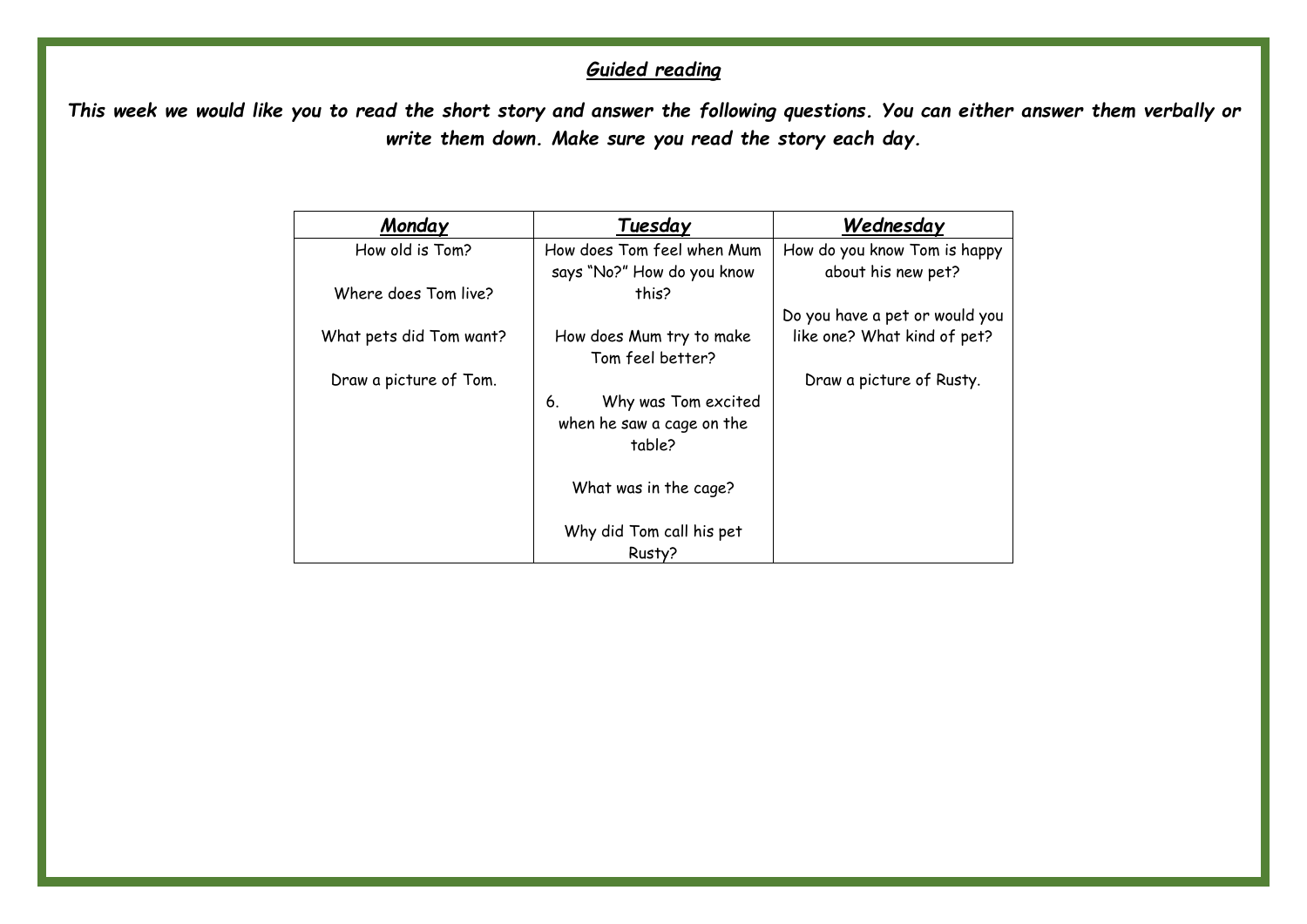# *Guided reading*

***This week we would like you to read the short story and answer the following questions. You can either answer them verbally or write them down. Make sure you read the story each day.***

| *Monday* | *Tuesday* | *Wednesday* |
| --- | --- | --- |
| How old is Tom?<br><br>Where does Tom live?<br><br>What pets did Tom want?<br><br>Draw a picture of Tom. | How does Tom feel when Mum says "No?" How do you know this?<br><br>How does Mum try to make Tom feel better?<br><br>6. Why was Tom excited when he saw a cage on the table?<br><br>What was in the cage?<br><br>Why did Tom call his pet Rusty? | How do you know Tom is happy about his new pet?<br><br>Do you have a pet or would you like one? What kind of pet?<br><br>Draw a picture of Rusty. |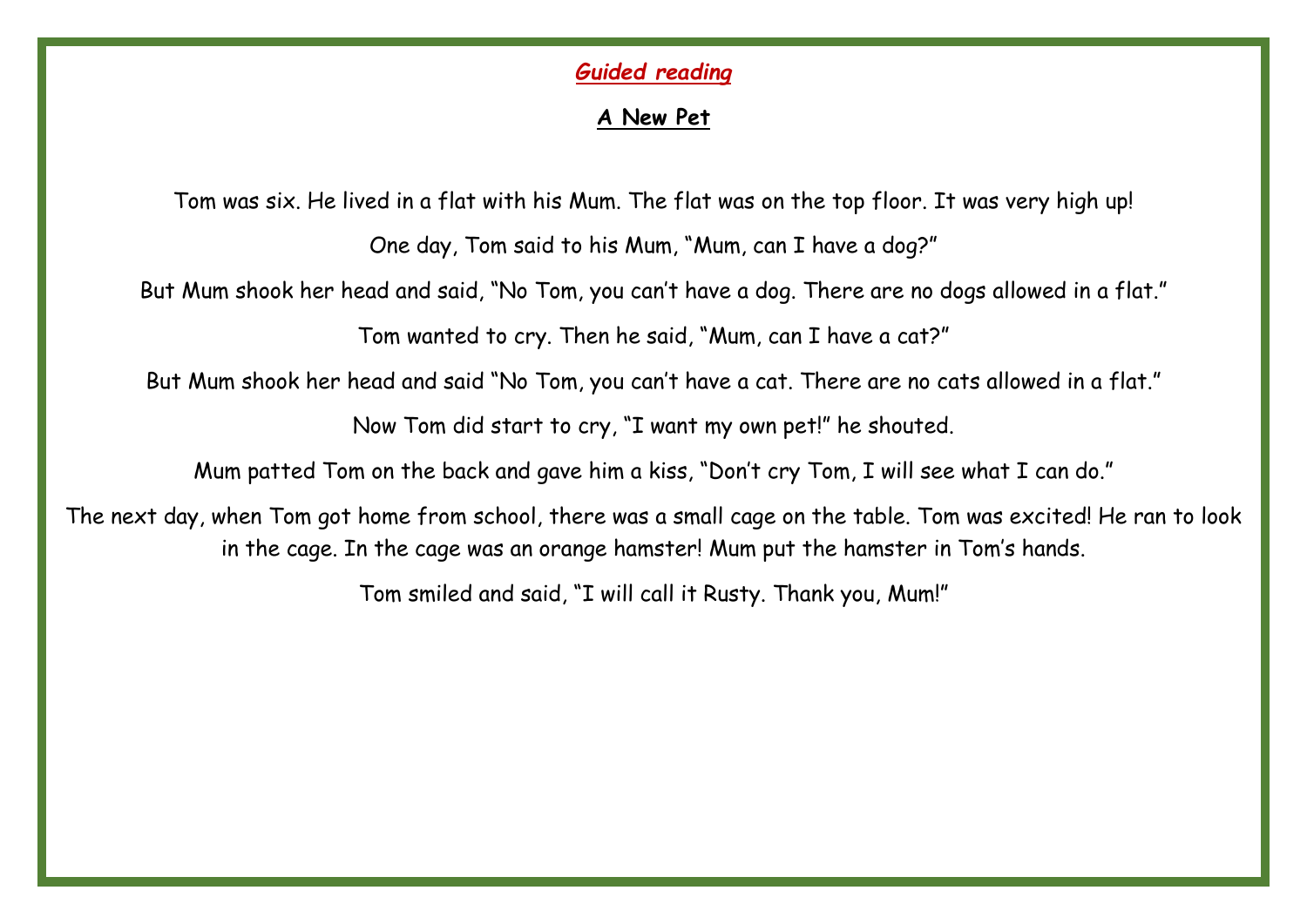***Guided reading***

**A New Pet**

Tom was six. He lived in a flat with his Mum. The flat was on the top floor. It was very high up!

One day, Tom said to his Mum, "Mum, can I have a dog?"

But Mum shook her head and said, "No Tom, you can't have a dog. There are no dogs allowed in a flat."

Tom wanted to cry. Then he said, "Mum, can I have a cat?"

But Mum shook her head and said "No Tom, you can't have a cat. There are no cats allowed in a flat."

Now Tom did start to cry, "I want my own pet!" he shouted.

Mum patted Tom on the back and gave him a kiss, "Don't cry Tom, I will see what I can do."

The next day, when Tom got home from school, there was a small cage on the table. Tom was excited! He ran to look in the cage. In the cage was an orange hamster! Mum put the hamster in Tom's hands.

Tom smiled and said, "I will call it Rusty. Thank you, Mum!"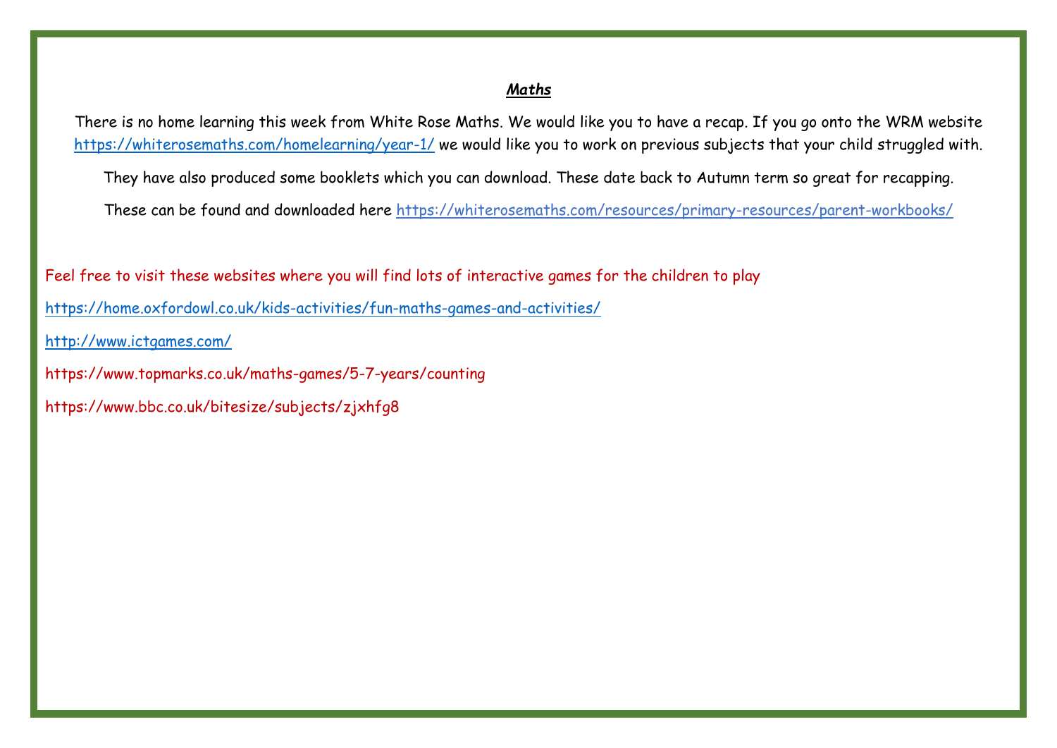## ***Maths***

There is no home learning this week from White Rose Maths. We would like you to have a recap. If you go onto the WRM website https://whiterosemaths.com/homelearning/year-1/ we would like you to work on previous subjects that your child struggled with.

They have also produced some booklets which you can download. These date back to Autumn term so great for recapping.

These can be found and downloaded here https://whiterosemaths.com/resources/primary-resources/parent-workbooks/

Feel free to visit these websites where you will find lots of interactive games for the children to play

https://home.oxfordowl.co.uk/kids-activities/fun-maths-games-and-activities/

http://www.ictgames.com/

https://www.topmarks.co.uk/maths-games/5-7-years/counting

https://www.bbc.co.uk/bitesize/subjects/zjxhfg8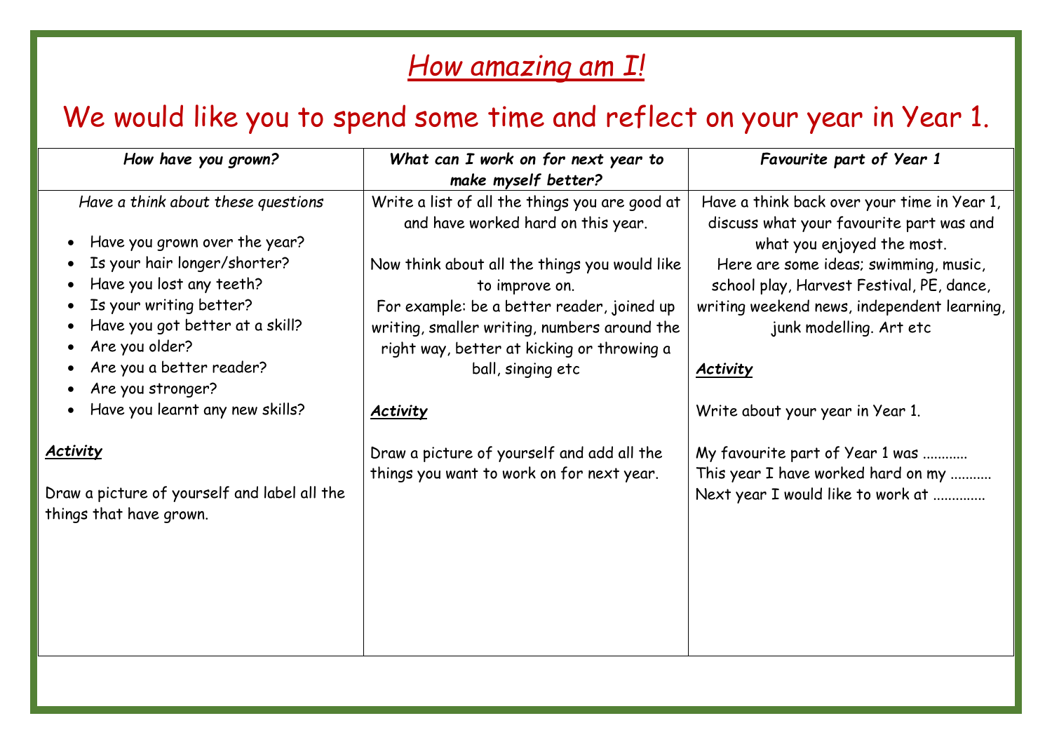# *How amazing am I!*

## We would like you to spend some time and reflect on your year in Year 1.

| *How have you grown?* | *What can I work on for next year to make myself better?* | *Favourite part of Year 1* |
|---|---|---|
| *Have a think about these questions*<br><br>• Have you grown over the year?<br>• Is your hair longer/shorter?<br>• Have you lost any teeth?<br>• Is your writing better?<br>• Have you got better at a skill?<br>• Are you older?<br>• Are you a better reader?<br>• Are you stronger?<br>• Have you learnt any new skills?<br><br>***Activity***<br><br>Draw a picture of yourself and label all the things that have grown. | Write a list of all the things you are good at and have worked hard on this year.<br><br>Now think about all the things you would like to improve on.<br>For example: be a better reader, joined up writing, smaller writing, numbers around the right way, better at kicking or throwing a ball, singing etc<br><br>***Activity***<br><br>Draw a picture of yourself and add all the things you want to work on for next year. | Have a think back over your time in Year 1, discuss what your favourite part was and what you enjoyed the most.<br>Here are some ideas; swimming, music, school play, Harvest Festival, PE, dance, writing weekend news, independent learning, junk modelling. Art etc<br><br>***Activity***<br><br>Write about your year in Year 1.<br><br>My favourite part of Year 1 was …………<br>This year I have worked hard on my ………..<br>Next year I would like to work at ………….. |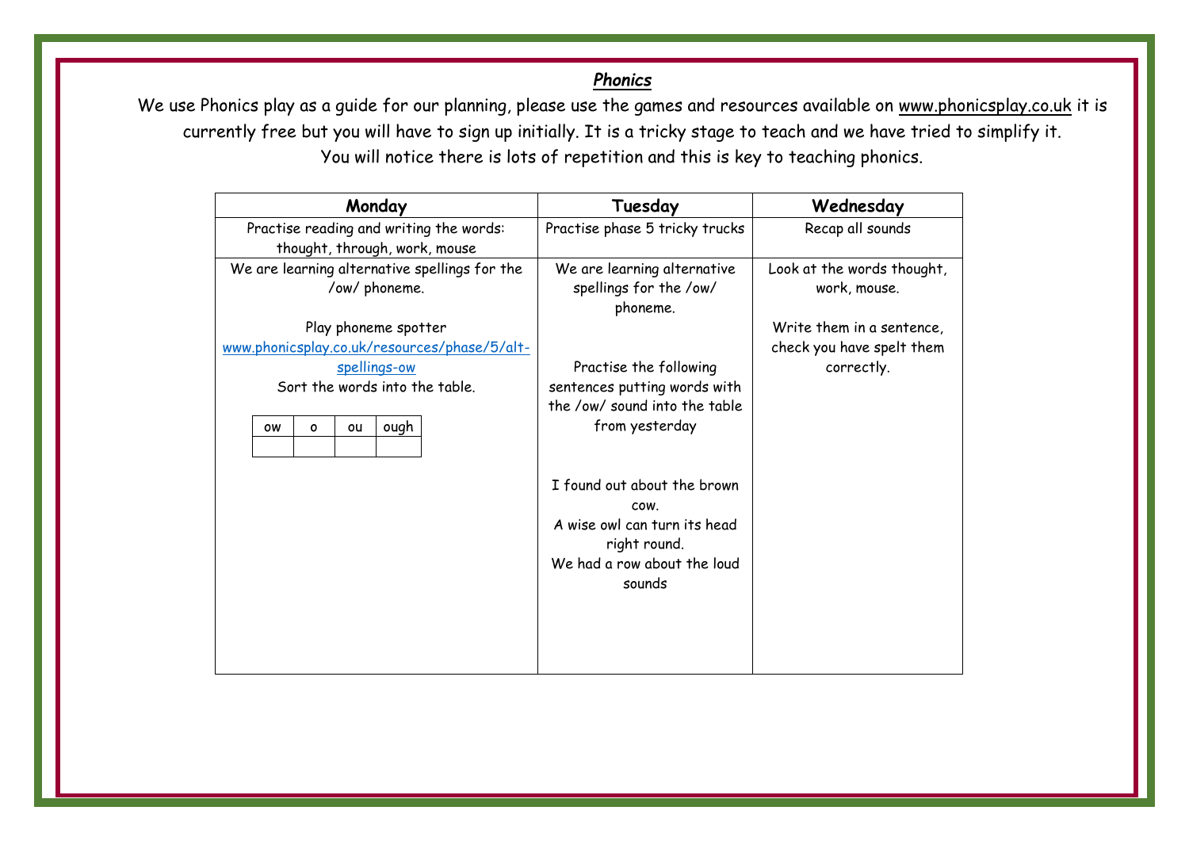## ***Phonics***

We use Phonics play as a guide for our planning, please use the games and resources available on www.phonicsplay.co.uk it is currently free but you will have to sign up initially. It is a tricky stage to teach and we have tried to simplify it. You will notice there is lots of repetition and this is key to teaching phonics.

| Monday | Tuesday | Wednesday |
|---|---|---|
| Practise reading and writing the words: thought, through, work, mouse | Practise phase 5 tricky trucks | Recap all sounds |
| We are learning alternative spellings for the /ow/ phoneme.<br><br>Play phoneme spotter [www.phonicsplay.co.uk/resources/phase/5/alt-spellings-ow](http://www.phonicsplay.co.uk/resources/phase/5/alt-spellings-ow)<br>Sort the words into the table.<br><br>\| ow \| o \| ou \| ough \|<br>\| \| \| \| \| | We are learning alternative spellings for the /ow/ phoneme.<br><br>Practise the following sentences putting words with the /ow/ sound into the table from yesterday<br><br>I found out about the brown cow.<br>A wise owl can turn its head right round.<br>We had a row about the loud sounds | Look at the words thought, work, mouse.<br><br>Write them in a sentence, check you have spelt them correctly. |